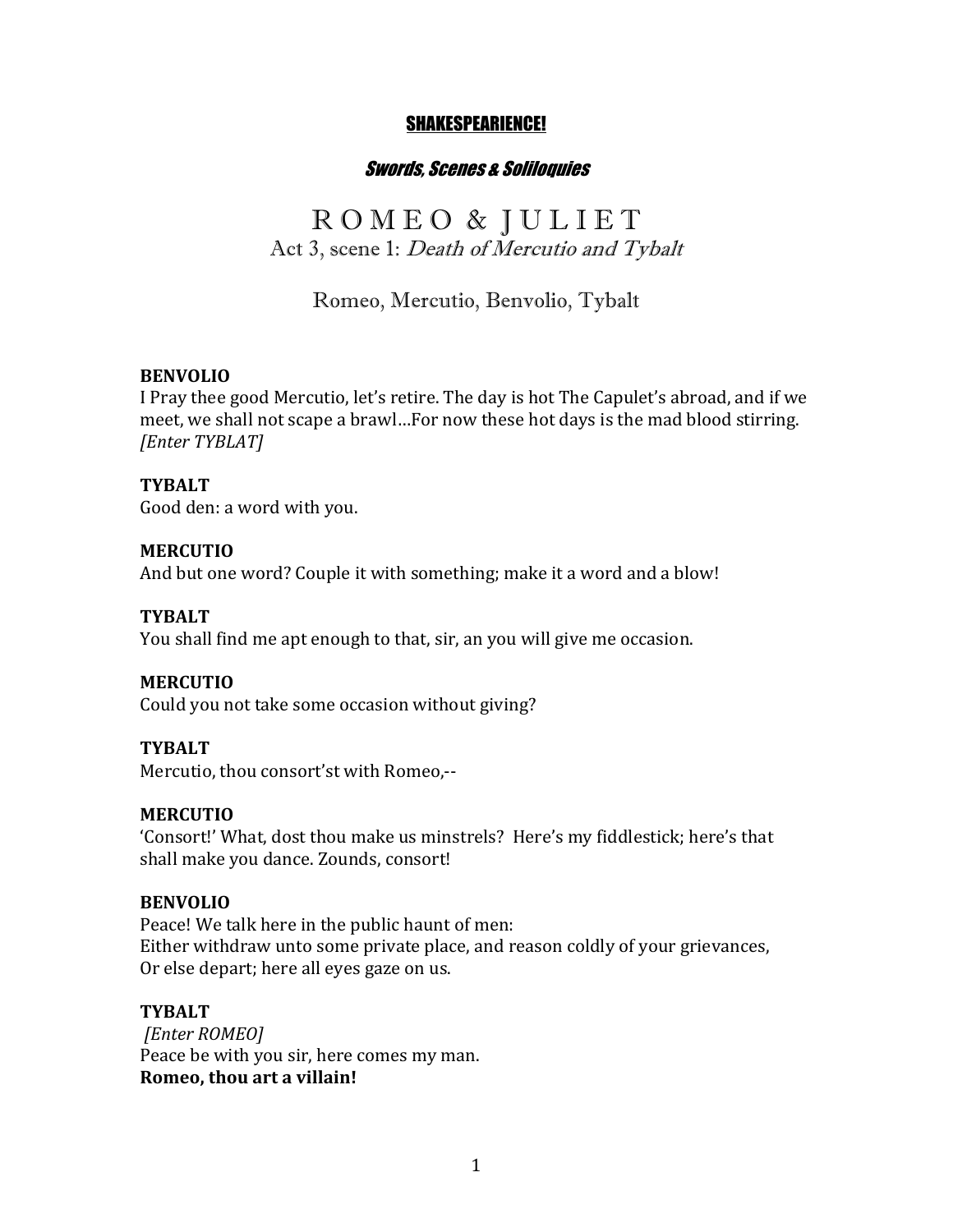**SHAKESPEARIENCE!**

***Swords, Scenes & Soliloquies***

# R O M E O & J U L I E T

## Act 3, scene 1: *Death of Mercutio and Tybalt*

### Romeo, Mercutio, Benvolio, Tybalt

**BENVOLIO**
I Pray thee good Mercutio, let's retire. The day is hot The Capulet's abroad, and if we meet, we shall not scape a brawl…For now these hot days is the mad blood stirring.
*[Enter TYBLAT]*

**TYBALT**
Good den: a word with you.

**MERCUTIO**
And but one word? Couple it with something; make it a word and a blow!

**TYBALT**
You shall find me apt enough to that, sir, an you will give me occasion.

**MERCUTIO**
Could you not take some occasion without giving?

**TYBALT**
Mercutio, thou consort'st with Romeo,--

**MERCUTIO**
'Consort!' What, dost thou make us minstrels? Here's my fiddlestick; here's that shall make you dance. Zounds, consort!

**BENVOLIO**
Peace! We talk here in the public haunt of men:
Either withdraw unto some private place, and reason coldly of your grievances,
Or else depart; here all eyes gaze on us.

**TYBALT**
*[Enter ROMEO]*
Peace be with you sir, here comes my man.
**Romeo, thou art a villain!**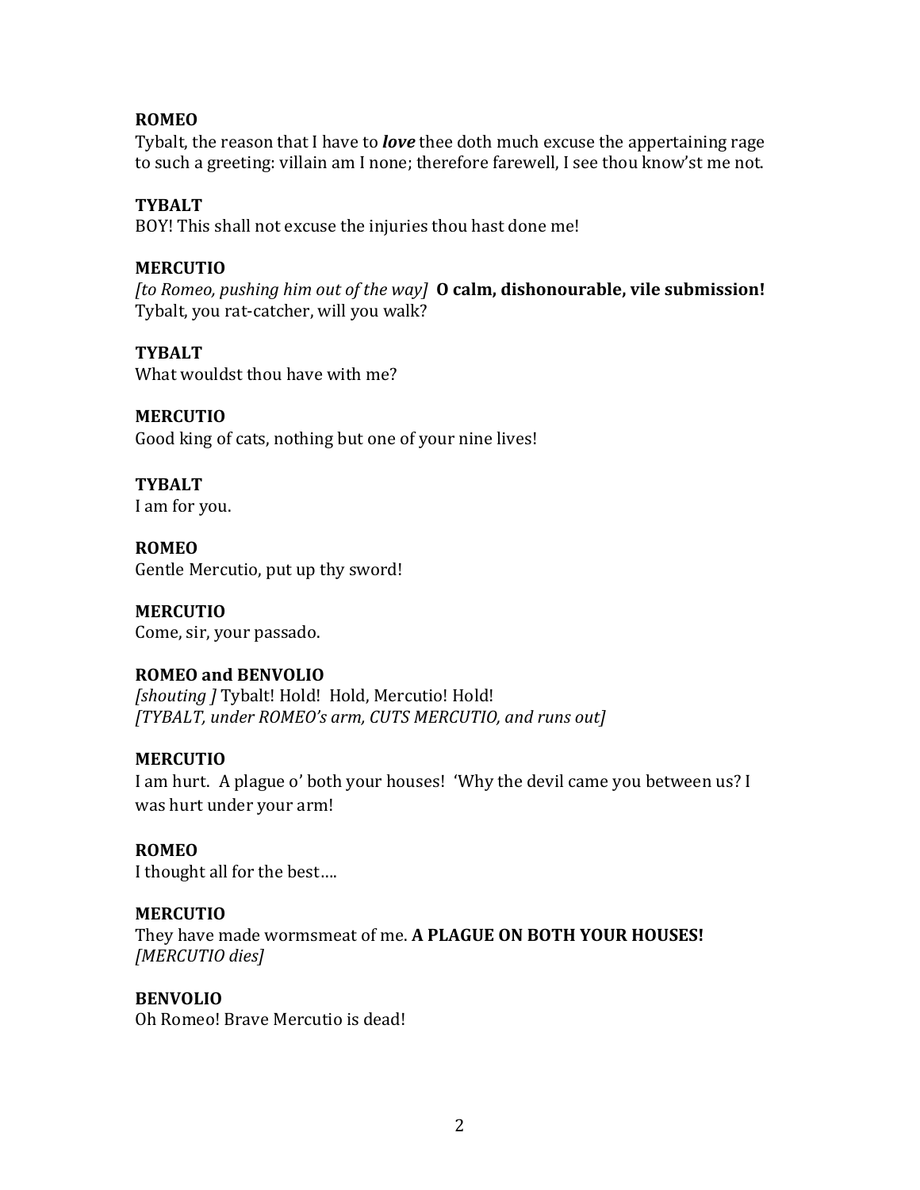**ROMEO**
Tybalt, the reason that I have to ***love*** thee doth much excuse the appertaining rage to such a greeting: villain am I none; therefore farewell, I see thou know'st me not.

**TYBALT**
BOY! This shall not excuse the injuries thou hast done me!

**MERCUTIO**
*[to Romeo, pushing him out of the way]* **O calm, dishonourable, vile submission!** Tybalt, you rat-catcher, will you walk?

**TYBALT**
What wouldst thou have with me?

**MERCUTIO**
Good king of cats, nothing but one of your nine lives!

**TYBALT**
I am for you.

**ROMEO**
Gentle Mercutio, put up thy sword!

**MERCUTIO**
Come, sir, your passado.

**ROMEO and BENVOLIO**
*[shouting ]* Tybalt! Hold! Hold, Mercutio! Hold!
*[TYBALT, under ROMEO's arm, CUTS MERCUTIO, and runs out]*

**MERCUTIO**
I am hurt. A plague o' both your houses! 'Why the devil came you between us? I was hurt under your arm!

**ROMEO**
I thought all for the best….

**MERCUTIO**
They have made wormsmeat of me. **A PLAGUE ON BOTH YOUR HOUSES!**
*[MERCUTIO dies]*

**BENVOLIO**
Oh Romeo! Brave Mercutio is dead!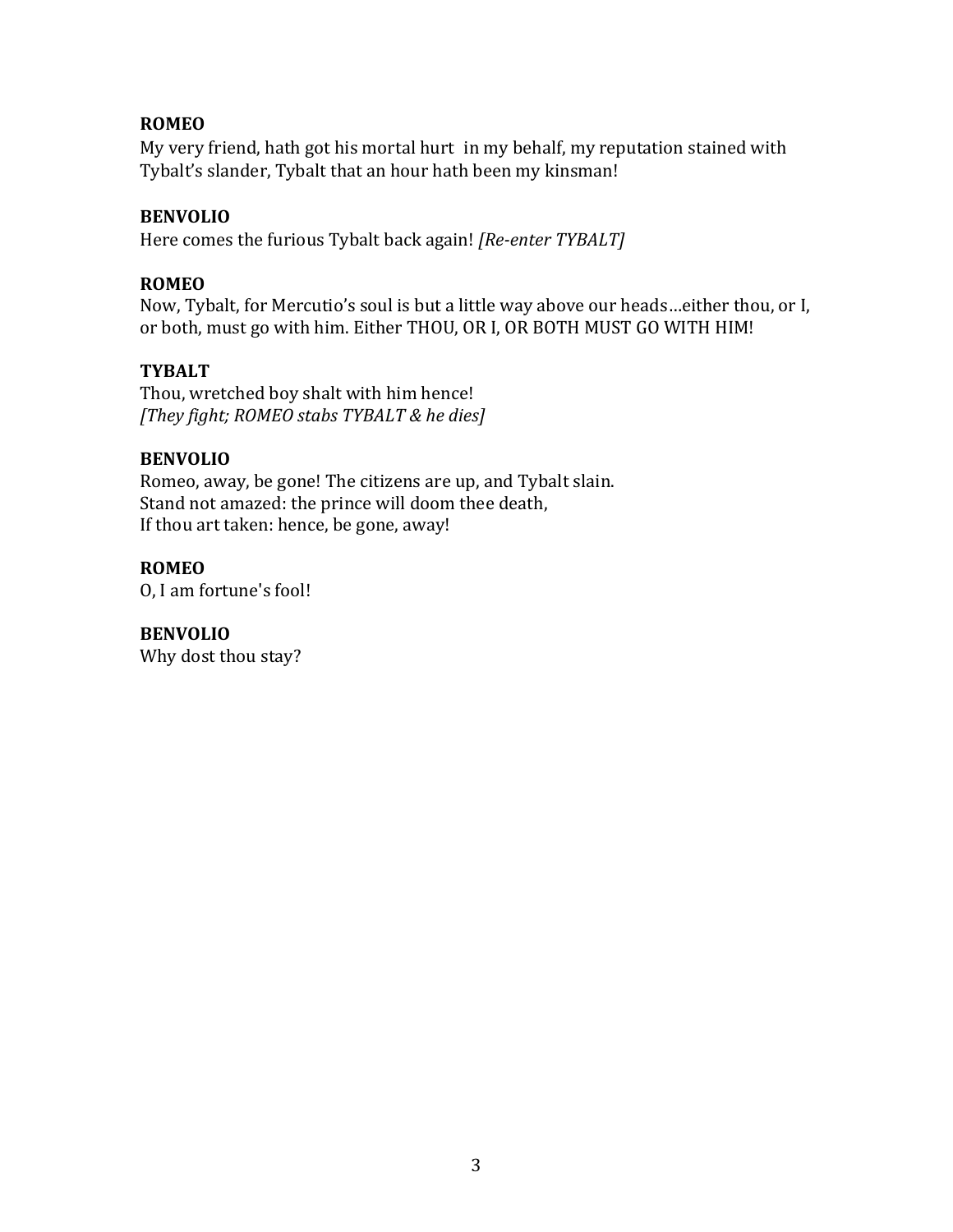**ROMEO**
My very friend, hath got his mortal hurt  in my behalf, my reputation stained with Tybalt's slander, Tybalt that an hour hath been my kinsman!

**BENVOLIO**
Here comes the furious Tybalt back again! *[Re-enter TYBALT]*

**ROMEO**
Now, Tybalt, for Mercutio's soul is but a little way above our heads…either thou, or I, or both, must go with him. Either THOU, OR I, OR BOTH MUST GO WITH HIM!

**TYBALT**
Thou, wretched boy shalt with him hence!
*[They fight; ROMEO stabs TYBALT & he dies]*

**BENVOLIO**
Romeo, away, be gone! The citizens are up, and Tybalt slain.
Stand not amazed: the prince will doom thee death,
If thou art taken: hence, be gone, away!

**ROMEO**
O, I am fortune's fool!

**BENVOLIO**
Why dost thou stay?